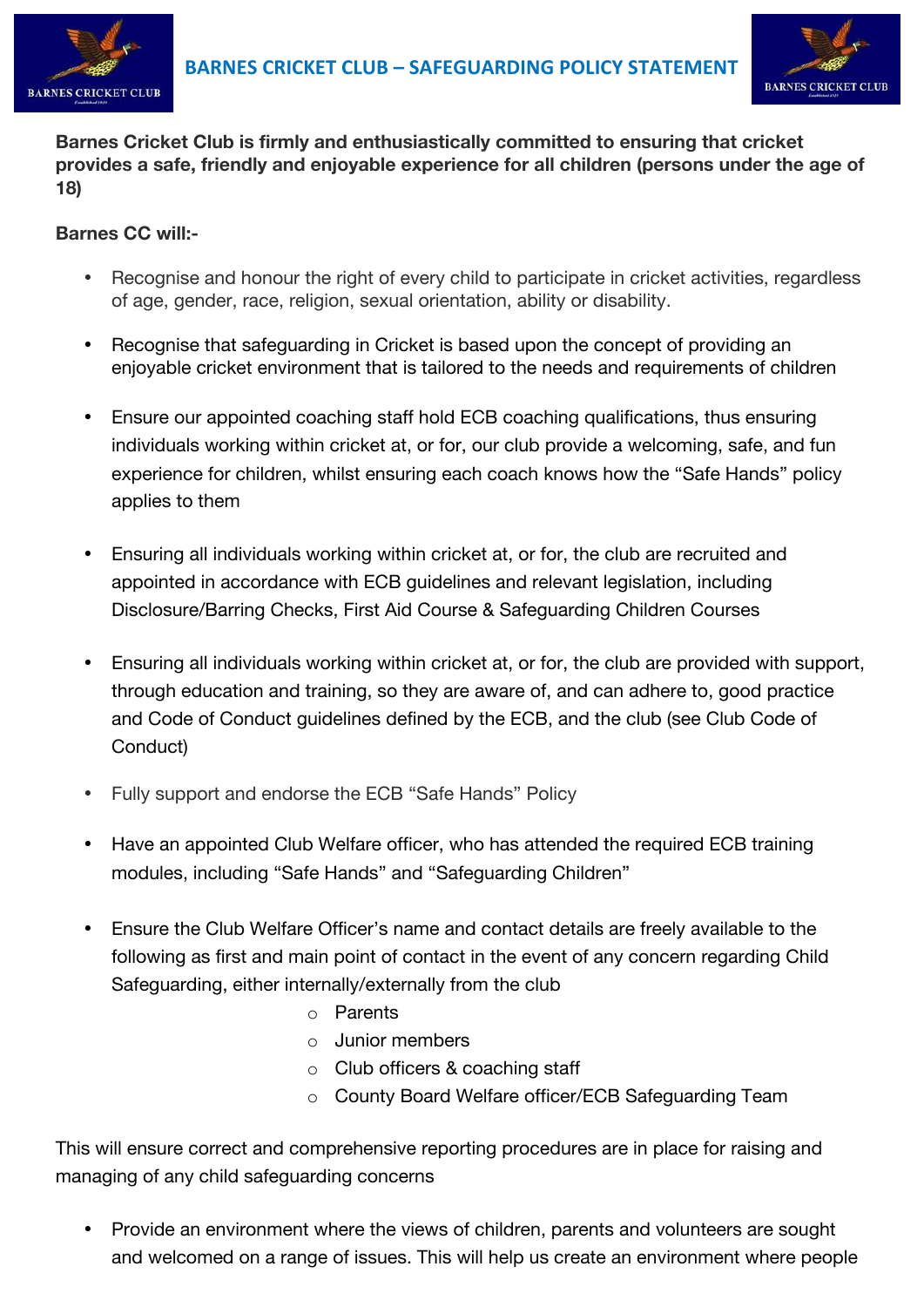# BARNES CRICKET CLUB – SAFEGUARDING POLICY STATEMENT

**Barnes Cricket Club is firmly and enthusiastically committed to ensuring that cricket provides a safe, friendly and enjoyable experience for all children (persons under the age of 18)**

**Barnes CC will:-**

- Recognise and honour the right of every child to participate in cricket activities, regardless of age, gender, race, religion, sexual orientation, ability or disability.
- Recognise that safeguarding in Cricket is based upon the concept of providing an enjoyable cricket environment that is tailored to the needs and requirements of children
- Ensure our appointed coaching staff hold ECB coaching qualifications, thus ensuring individuals working within cricket at, or for, our club provide a welcoming, safe, and fun experience for children, whilst ensuring each coach knows how the "Safe Hands" policy applies to them
- Ensuring all individuals working within cricket at, or for, the club are recruited and appointed in accordance with ECB guidelines and relevant legislation, including Disclosure/Barring Checks, First Aid Course & Safeguarding Children Courses
- Ensuring all individuals working within cricket at, or for, the club are provided with support, through education and training, so they are aware of, and can adhere to, good practice and Code of Conduct guidelines defined by the ECB, and the club (see Club Code of Conduct)
- Fully support and endorse the ECB "Safe Hands" Policy
- Have an appointed Club Welfare officer, who has attended the required ECB training modules, including "Safe Hands" and "Safeguarding Children"
- Ensure the Club Welfare Officer's name and contact details are freely available to the following as first and main point of contact in the event of any concern regarding Child Safeguarding, either internally/externally from the club
  - Parents
  - Junior members
  - Club officers & coaching staff
  - County Board Welfare officer/ECB Safeguarding Team

This will ensure correct and comprehensive reporting procedures are in place for raising and managing of any child safeguarding concerns

- Provide an environment where the views of children, parents and volunteers are sought and welcomed on a range of issues. This will help us create an environment where people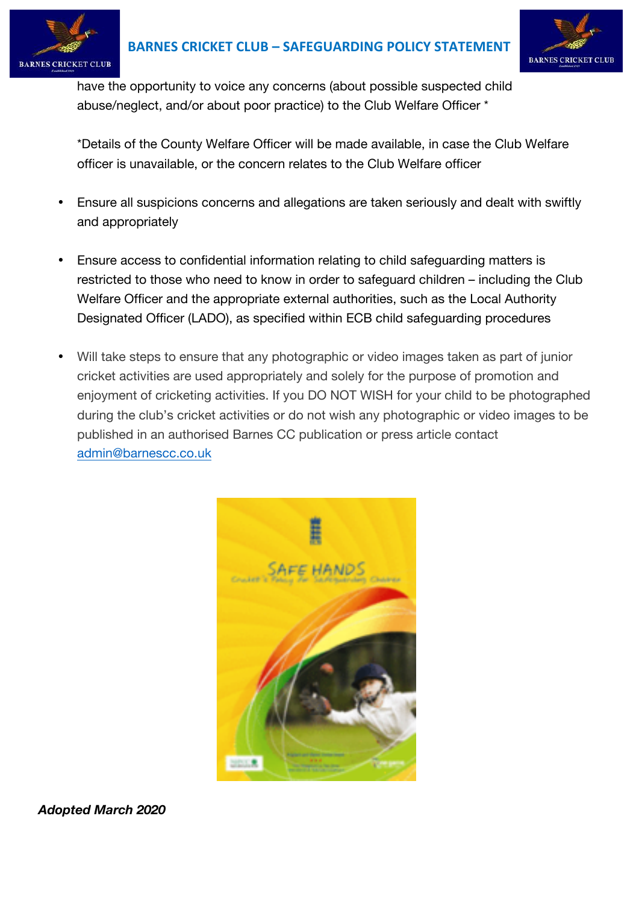have the opportunity to voice any concerns (about possible suspected child abuse/neglect, and/or about poor practice) to the Club Welfare Officer *

*Details of the County Welfare Officer will be made available, in case the Club Welfare officer is unavailable, or the concern relates to the Club Welfare officer

- Ensure all suspicions concerns and allegations are taken seriously and dealt with swiftly and appropriately

- Ensure access to confidential information relating to child safeguarding matters is restricted to those who need to know in order to safeguard children – including the Club Welfare Officer and the appropriate external authorities, such as the Local Authority Designated Officer (LADO), as specified within ECB child safeguarding procedures

- Will take steps to ensure that any photographic or video images taken as part of junior cricket activities are used appropriately and solely for the purpose of promotion and enjoyment of cricketing activities. If you DO NOT WISH for your child to be photographed during the club's cricket activities or do not wish any photographic or video images to be published in an authorised Barnes CC publication or press article contact [admin@barnescc.co.uk](mailto:admin@barnescc.co.uk)

***Adopted March 2020***